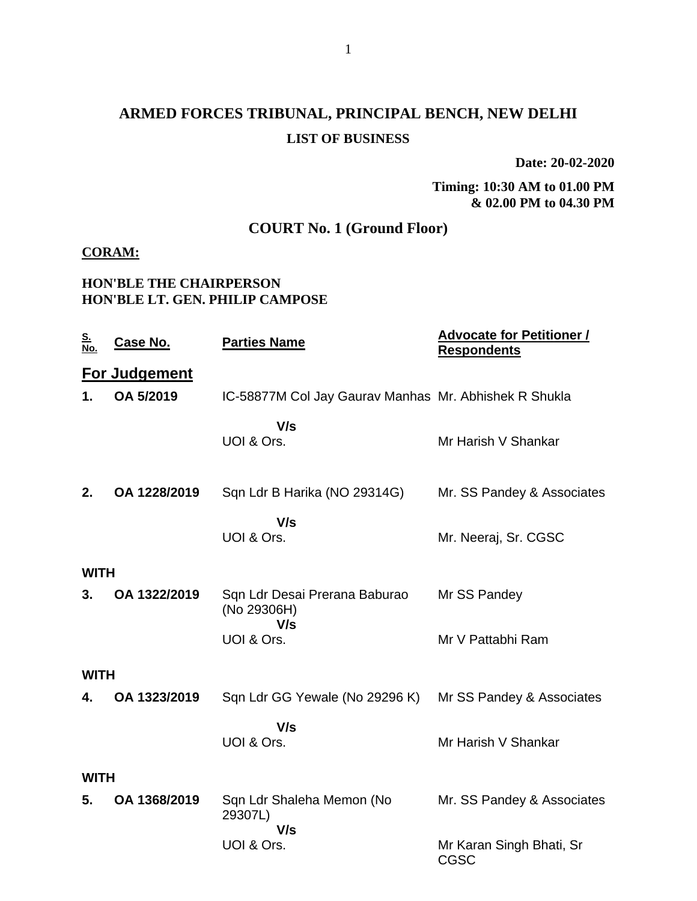# ARMED FORCES TRIBUNAL, PRINCIPAL BENCH, NEW DELHI

## LIST OF BUSINESS

**Date: 20-02-2020**

**Timing: 10:30 AM to 01.00 PM & 02.00 PM to 04.30 PM**

## COURT No. 1 (Ground Floor)

**CORAM:**

**HON'BLE THE CHAIRPERSON**
**HON'BLE LT. GEN. PHILIP CAMPOSE**

| S. No. | Case No. | Parties Name | Advocate for Petitioner / Respondents |
|---|---|---|---|
| **For Judgement** | | | |
| **1.** | **OA 5/2019** | IC-58877M Col Jay Gaurav Manhas **V/s** UOI & Ors. | Mr. Abhishek R Shukla / Mr Harish V Shankar |
| **2.** | **OA 1228/2019** | Sqn Ldr B Harika (NO 29314G) **V/s** UOI & Ors. | Mr. SS Pandey & Associates / Mr. Neeraj, Sr. CGSC |
| **WITH** | | | |
| **3.** | **OA 1322/2019** | Sqn Ldr Desai Prerana Baburao (No 29306H) **V/s** UOI & Ors. | Mr SS Pandey / Mr V Pattabhi Ram |
| **WITH** | | | |
| **4.** | **OA 1323/2019** | Sqn Ldr GG Yewale (No 29296 K) **V/s** UOI & Ors. | Mr SS Pandey & Associates / Mr Harish V Shankar |
| **WITH** | | | |
| **5.** | **OA 1368/2019** | Sqn Ldr Shaleha Memon (No 29307L) **V/s** UOI & Ors. | Mr. SS Pandey & Associates / Mr Karan Singh Bhati, Sr CGSC |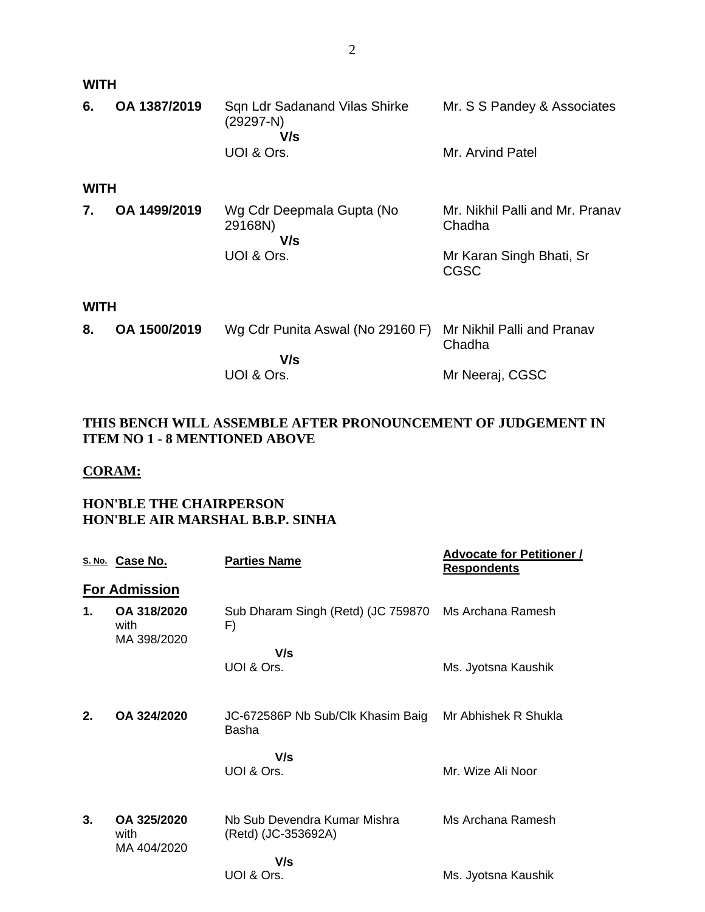**WITH**

| | | | |
|---|---|---|---|
| **6.** | **OA 1387/2019** | Sqn Ldr Sadanand Vilas Shirke (29297-N)<br>**V/s**<br>UOI & Ors. | Mr. S S Pandey & Associates<br><br>Mr. Arvind Patel |

**WITH**

| | | | |
|---|---|---|---|
| **7.** | **OA 1499/2019** | Wg Cdr Deepmala Gupta (No 29168N)<br>**V/s**<br>UOI & Ors. | Mr. Nikhil Palli and Mr. Pranav Chadha<br><br>Mr Karan Singh Bhati, Sr CGSC |

**WITH**

| | | | |
|---|---|---|---|
| **8.** | **OA 1500/2019** | Wg Cdr Punita Aswal (No 29160 F)<br>**V/s**<br>UOI & Ors. | Mr Nikhil Palli and Pranav Chadha<br><br>Mr Neeraj, CGSC |

**THIS BENCH WILL ASSEMBLE AFTER PRONOUNCEMENT OF JUDGEMENT IN ITEM NO 1 - 8 MENTIONED ABOVE**

**CORAM:**

**HON'BLE THE CHAIRPERSON**
**HON'BLE AIR MARSHAL B.B.P. SINHA**

| S. No. | Case No. | Parties Name | Advocate for Petitioner / Respondents |
|---|---|---|---|
| | **For Admission** | | |
| **1.** | **OA 318/2020** with MA 398/2020 | Sub Dharam Singh (Retd) (JC 759870 F)<br>**V/s**<br>UOI & Ors. | Ms Archana Ramesh<br><br>Ms. Jyotsna Kaushik |
| **2.** | **OA 324/2020** | JC-672586P Nb Sub/Clk Khasim Baig Basha<br>**V/s**<br>UOI & Ors. | Mr Abhishek R Shukla<br><br>Mr. Wize Ali Noor |
| **3.** | **OA 325/2020** with MA 404/2020 | Nb Sub Devendra Kumar Mishra (Retd) (JC-353692A)<br>**V/s**<br>UOI & Ors. | Ms Archana Ramesh<br><br>Ms. Jyotsna Kaushik |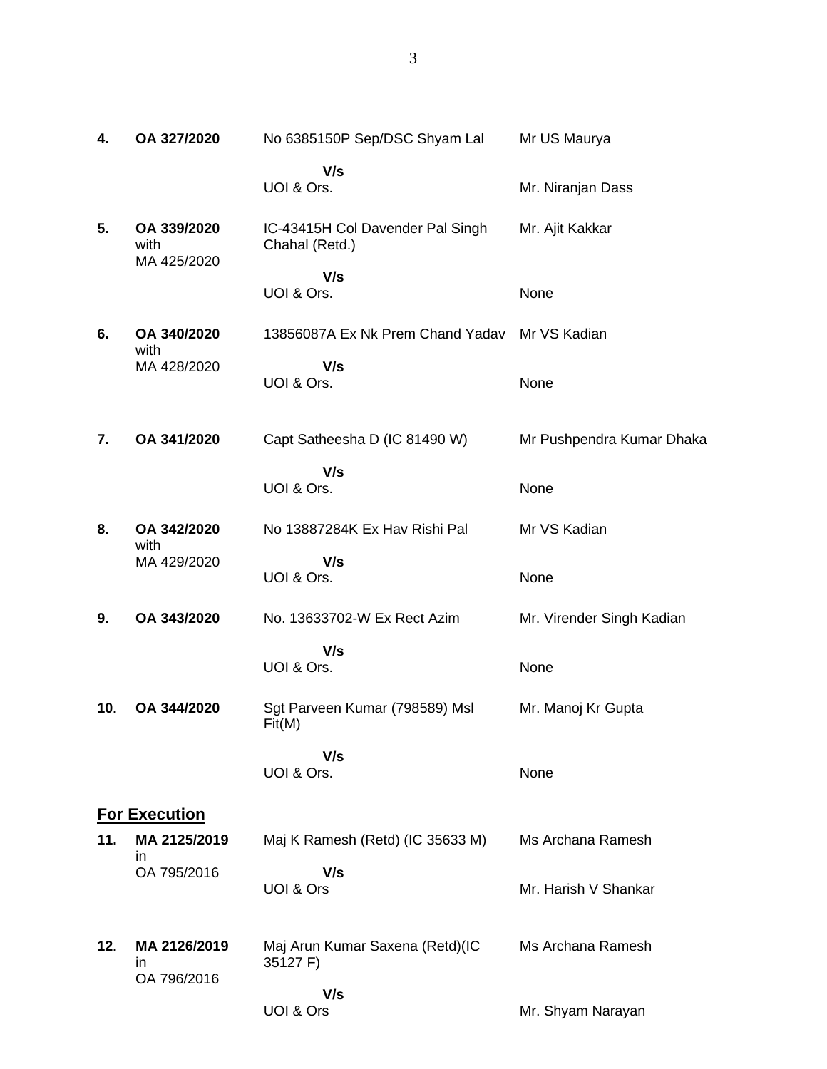| | | | |
|---|---|---|---|
| **4.** | **OA 327/2020** | No 6385150P Sep/DSC Shyam Lal | Mr US Maurya |
| | | **V/s** | |
| | | UOI & Ors. | Mr. Niranjan Dass |
| **5.** | **OA 339/2020** with MA 425/2020 | IC-43415H Col Davender Pal Singh Chahal (Retd.) | Mr. Ajit Kakkar |
| | | **V/s** | |
| | | UOI & Ors. | None |
| **6.** | **OA 340/2020** with MA 428/2020 | 13856087A Ex Nk Prem Chand Yadav | Mr VS Kadian |
| | | **V/s** | |
| | | UOI & Ors. | None |
| **7.** | **OA 341/2020** | Capt Satheesha D (IC 81490 W) | Mr Pushpendra Kumar Dhaka |
| | | **V/s** | |
| | | UOI & Ors. | None |
| **8.** | **OA 342/2020** with MA 429/2020 | No 13887284K Ex Hav Rishi Pal | Mr VS Kadian |
| | | **V/s** | |
| | | UOI & Ors. | None |
| **9.** | **OA 343/2020** | No. 13633702-W Ex Rect Azim | Mr. Virender Singh Kadian |
| | | **V/s** | |
| | | UOI & Ors. | None |
| **10.** | **OA 344/2020** | Sgt Parveen Kumar (798589) Msl Fit(M) | Mr. Manoj Kr Gupta |
| | | **V/s** | |
| | | UOI & Ors. | None |

## For Execution

| | | | |
|---|---|---|---|
| **11.** | **MA 2125/2019** in OA 795/2016 | Maj K Ramesh (Retd) (IC 35633 M) | Ms Archana Ramesh |
| | | **V/s** | |
| | | UOI & Ors | Mr. Harish V Shankar |
| **12.** | **MA 2126/2019** in OA 796/2016 | Maj Arun Kumar Saxena (Retd)(IC 35127 F) | Ms Archana Ramesh |
| | | **V/s** | |
| | | UOI & Ors | Mr. Shyam Narayan |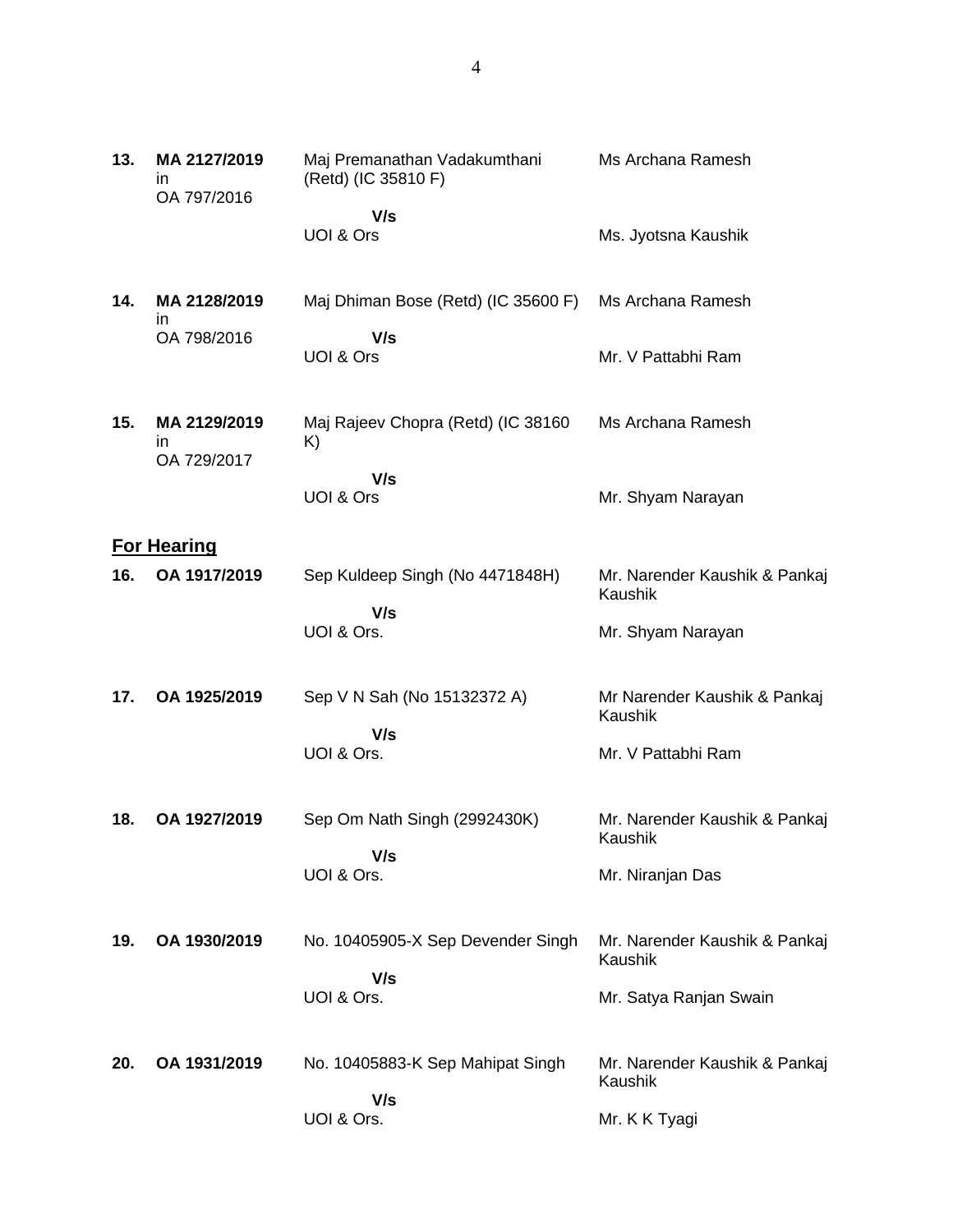| | | | |
|---|---|---|---|
| **13.** | **MA 2127/2019** in OA 797/2016 | Maj Premanathan Vadakumthani (Retd) (IC 35810 F)<br>**V/s**<br>UOI & Ors | Ms Archana Ramesh<br><br>Ms. Jyotsna Kaushik |
| **14.** | **MA 2128/2019** in OA 798/2016 | Maj Dhiman Bose (Retd) (IC 35600 F)<br>**V/s**<br>UOI & Ors | Ms Archana Ramesh<br><br>Mr. V Pattabhi Ram |
| **15.** | **MA 2129/2019** in OA 729/2017 | Maj Rajeev Chopra (Retd) (IC 38160 K)<br>**V/s**<br>UOI & Ors | Ms Archana Ramesh<br><br>Mr. Shyam Narayan |

## For Hearing

| | | | |
|---|---|---|---|
| **16.** | **OA 1917/2019** | Sep Kuldeep Singh (No 4471848H)<br>**V/s**<br>UOI & Ors. | Mr. Narender Kaushik & Pankaj Kaushik<br><br>Mr. Shyam Narayan |
| **17.** | **OA 1925/2019** | Sep V N Sah (No 15132372 A)<br>**V/s**<br>UOI & Ors. | Mr Narender Kaushik & Pankaj Kaushik<br><br>Mr. V Pattabhi Ram |
| **18.** | **OA 1927/2019** | Sep Om Nath Singh (2992430K)<br>**V/s**<br>UOI & Ors. | Mr. Narender Kaushik & Pankaj Kaushik<br><br>Mr. Niranjan Das |
| **19.** | **OA 1930/2019** | No. 10405905-X Sep Devender Singh<br>**V/s**<br>UOI & Ors. | Mr. Narender Kaushik & Pankaj Kaushik<br><br>Mr. Satya Ranjan Swain |
| **20.** | **OA 1931/2019** | No. 10405883-K Sep Mahipat Singh<br>**V/s**<br>UOI & Ors. | Mr. Narender Kaushik & Pankaj Kaushik<br><br>Mr. K K Tyagi |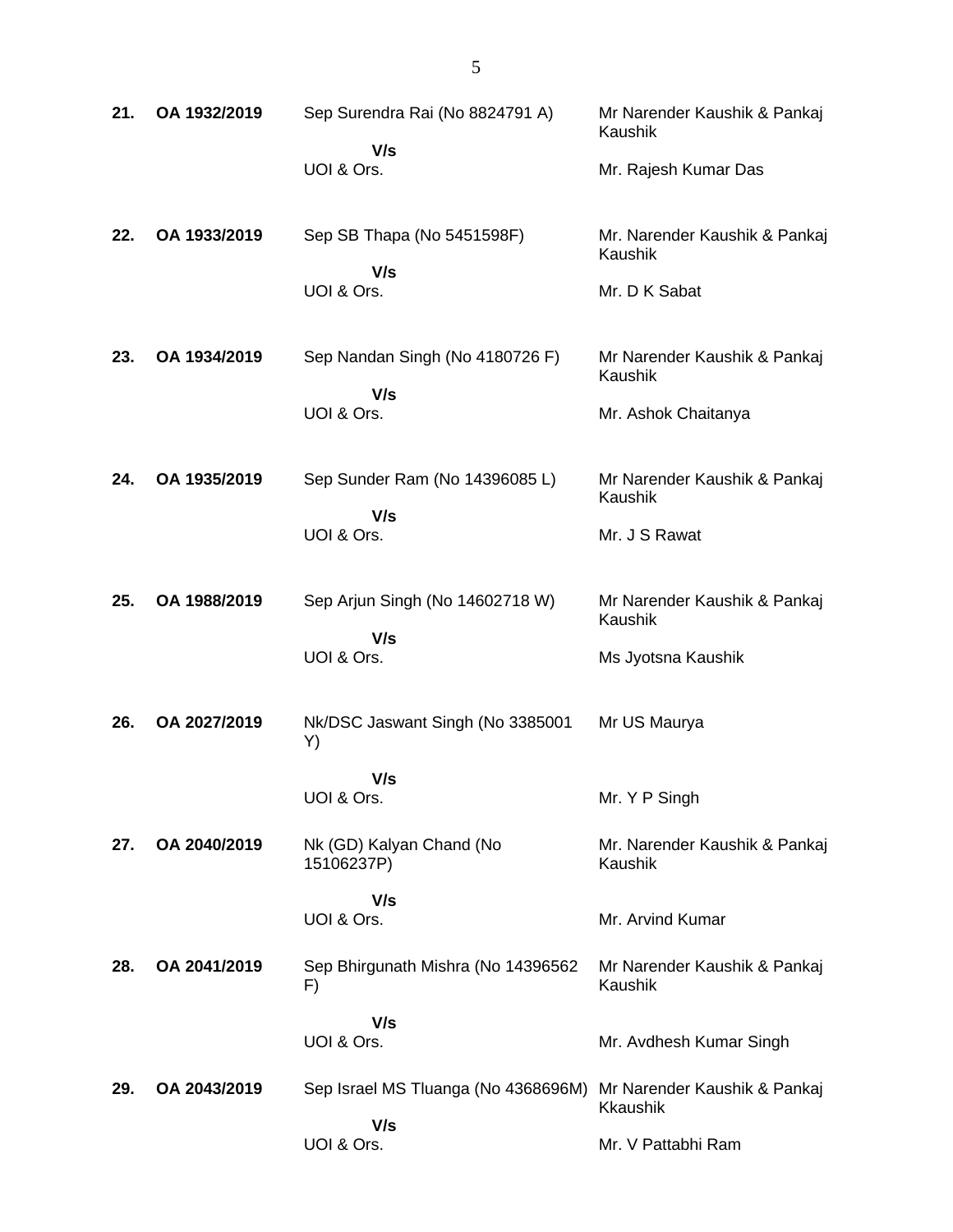| | | | |
|---|---|---|---|
| **21.** | **OA 1932/2019** | Sep Surendra Rai (No 8824791 A)<br>**V/s**<br>UOI & Ors. | Mr Narender Kaushik & Pankaj Kaushik<br><br>Mr. Rajesh Kumar Das |
| **22.** | **OA 1933/2019** | Sep SB Thapa (No 5451598F)<br>**V/s**<br>UOI & Ors. | Mr. Narender Kaushik & Pankaj Kaushik<br><br>Mr. D K Sabat |
| **23.** | **OA 1934/2019** | Sep Nandan Singh (No 4180726 F)<br>**V/s**<br>UOI & Ors. | Mr Narender Kaushik & Pankaj Kaushik<br><br>Mr. Ashok Chaitanya |
| **24.** | **OA 1935/2019** | Sep Sunder Ram (No 14396085 L)<br>**V/s**<br>UOI & Ors. | Mr Narender Kaushik & Pankaj Kaushik<br><br>Mr. J S Rawat |
| **25.** | **OA 1988/2019** | Sep Arjun Singh (No 14602718 W)<br>**V/s**<br>UOI & Ors. | Mr Narender Kaushik & Pankaj Kaushik<br><br>Ms Jyotsna Kaushik |
| **26.** | **OA 2027/2019** | Nk/DSC Jaswant Singh (No 3385001 Y)<br>**V/s**<br>UOI & Ors. | Mr US Maurya<br><br>Mr. Y P Singh |
| **27.** | **OA 2040/2019** | Nk (GD) Kalyan Chand (No 15106237P)<br>**V/s**<br>UOI & Ors. | Mr. Narender Kaushik & Pankaj Kaushik<br><br>Mr. Arvind Kumar |
| **28.** | **OA 2041/2019** | Sep Bhirgunath Mishra (No 14396562 F)<br>**V/s**<br>UOI & Ors. | Mr Narender Kaushik & Pankaj Kaushik<br><br>Mr. Avdhesh Kumar Singh |
| **29.** | **OA 2043/2019** | Sep Israel MS Tluanga (No 4368696M)<br>**V/s**<br>UOI & Ors. | Mr Narender Kaushik & Pankaj Kkaushik<br><br>Mr. V Pattabhi Ram |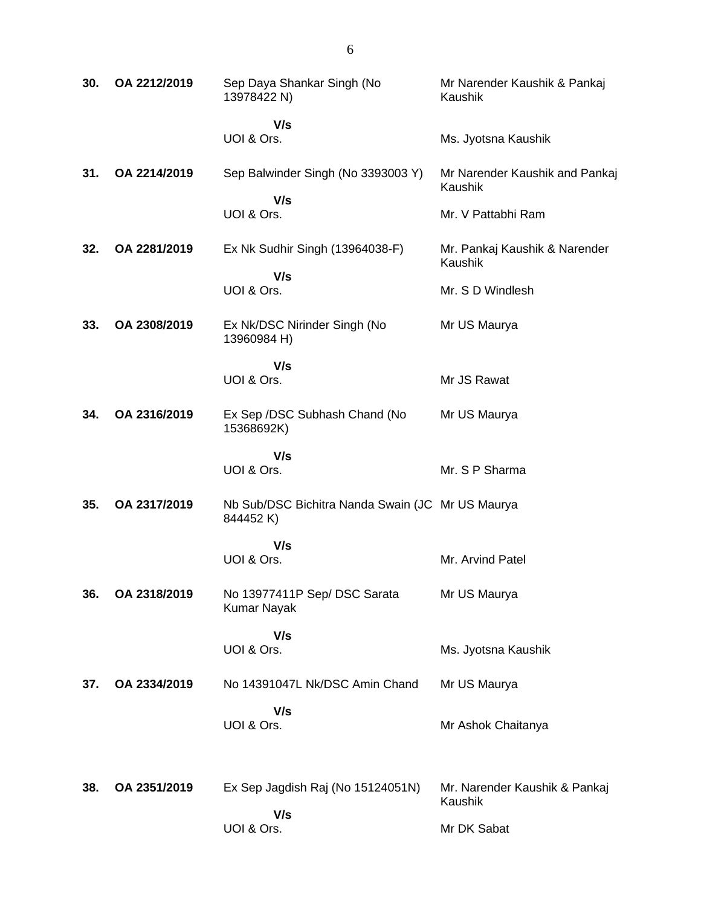| | | | |
|---|---|---|---|
| **30.** | **OA 2212/2019** | Sep Daya Shankar Singh (No 13978422 N)<br><br>**V/s**<br>UOI & Ors. | Mr Narender Kaushik & Pankaj Kaushik<br><br>Ms. Jyotsna Kaushik |
| **31.** | **OA 2214/2019** | Sep Balwinder Singh (No 3393003 Y)<br><br>**V/s**<br>UOI & Ors. | Mr Narender Kaushik and Pankaj Kaushik<br><br>Mr. V Pattabhi Ram |
| **32.** | **OA 2281/2019** | Ex Nk Sudhir Singh (13964038-F)<br><br>**V/s**<br>UOI & Ors. | Mr. Pankaj Kaushik & Narender Kaushik<br><br>Mr. S D Windlesh |
| **33.** | **OA 2308/2019** | Ex Nk/DSC Nirinder Singh (No 13960984 H)<br><br>**V/s**<br>UOI & Ors. | Mr US Maurya<br><br>Mr JS Rawat |
| **34.** | **OA 2316/2019** | Ex Sep /DSC Subhash Chand (No 15368692K)<br><br>**V/s**<br>UOI & Ors. | Mr US Maurya<br><br>Mr. S P Sharma |
| **35.** | **OA 2317/2019** | Nb Sub/DSC Bichitra Nanda Swain (JC 844452 K)<br><br>**V/s**<br>UOI & Ors. | Mr US Maurya<br><br>Mr. Arvind Patel |
| **36.** | **OA 2318/2019** | No 13977411P Sep/ DSC Sarata Kumar Nayak<br><br>**V/s**<br>UOI & Ors. | Mr US Maurya<br><br>Ms. Jyotsna Kaushik |
| **37.** | **OA 2334/2019** | No 14391047L Nk/DSC Amin Chand<br><br>**V/s**<br>UOI & Ors. | Mr US Maurya<br><br>Mr Ashok Chaitanya |
| **38.** | **OA 2351/2019** | Ex Sep Jagdish Raj (No 15124051N)<br><br>**V/s**<br>UOI & Ors. | Mr. Narender Kaushik & Pankaj Kaushik<br><br>Mr DK Sabat |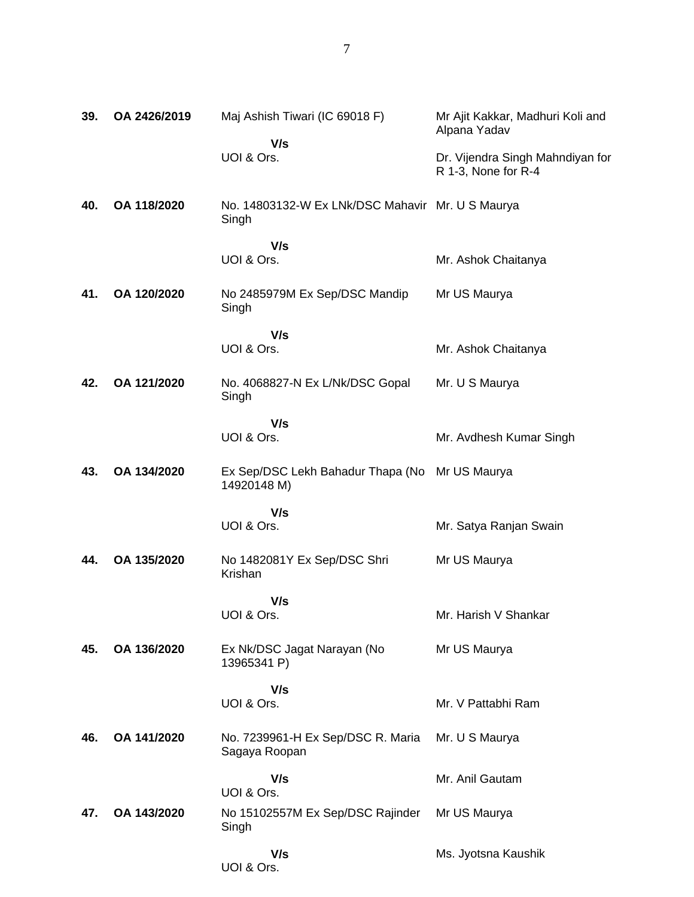| | | | |
|---|---|---|---|
| **39.** | **OA 2426/2019** | Maj Ashish Tiwari (IC 69018 F)<br><br>**V/s**<br>UOI & Ors. | Mr Ajit Kakkar, Madhuri Koli and Alpana Yadav<br><br>Dr. Vijendra Singh Mahndiyan for R 1-3, None for R-4 |
| **40.** | **OA 118/2020** | No. 14803132-W Ex LNk/DSC Mahavir Singh<br><br>**V/s**<br>UOI & Ors. | Mr. U S Maurya<br><br>Mr. Ashok Chaitanya |
| **41.** | **OA 120/2020** | No 2485979M Ex Sep/DSC Mandip Singh<br><br>**V/s**<br>UOI & Ors. | Mr US Maurya<br><br>Mr. Ashok Chaitanya |
| **42.** | **OA 121/2020** | No. 4068827-N Ex L/Nk/DSC Gopal Singh<br><br>**V/s**<br>UOI & Ors. | Mr. U S Maurya<br><br>Mr. Avdhesh Kumar Singh |
| **43.** | **OA 134/2020** | Ex Sep/DSC Lekh Bahadur Thapa (No 14920148 M)<br><br>**V/s**<br>UOI & Ors. | Mr US Maurya<br><br>Mr. Satya Ranjan Swain |
| **44.** | **OA 135/2020** | No 1482081Y Ex Sep/DSC Shri Krishan<br><br>**V/s**<br>UOI & Ors. | Mr US Maurya<br><br>Mr. Harish V Shankar |
| **45.** | **OA 136/2020** | Ex Nk/DSC Jagat Narayan (No 13965341 P)<br><br>**V/s**<br>UOI & Ors. | Mr US Maurya<br><br>Mr. V Pattabhi Ram |
| **46.** | **OA 141/2020** | No. 7239961-H Ex Sep/DSC R. Maria Sagaya Roopan<br><br>**V/s**<br>UOI & Ors. | Mr. U S Maurya<br><br>Mr. Anil Gautam |
| **47.** | **OA 143/2020** | No 15102557M Ex Sep/DSC Rajinder Singh<br><br>**V/s**<br>UOI & Ors. | Mr US Maurya<br><br>Ms. Jyotsna Kaushik |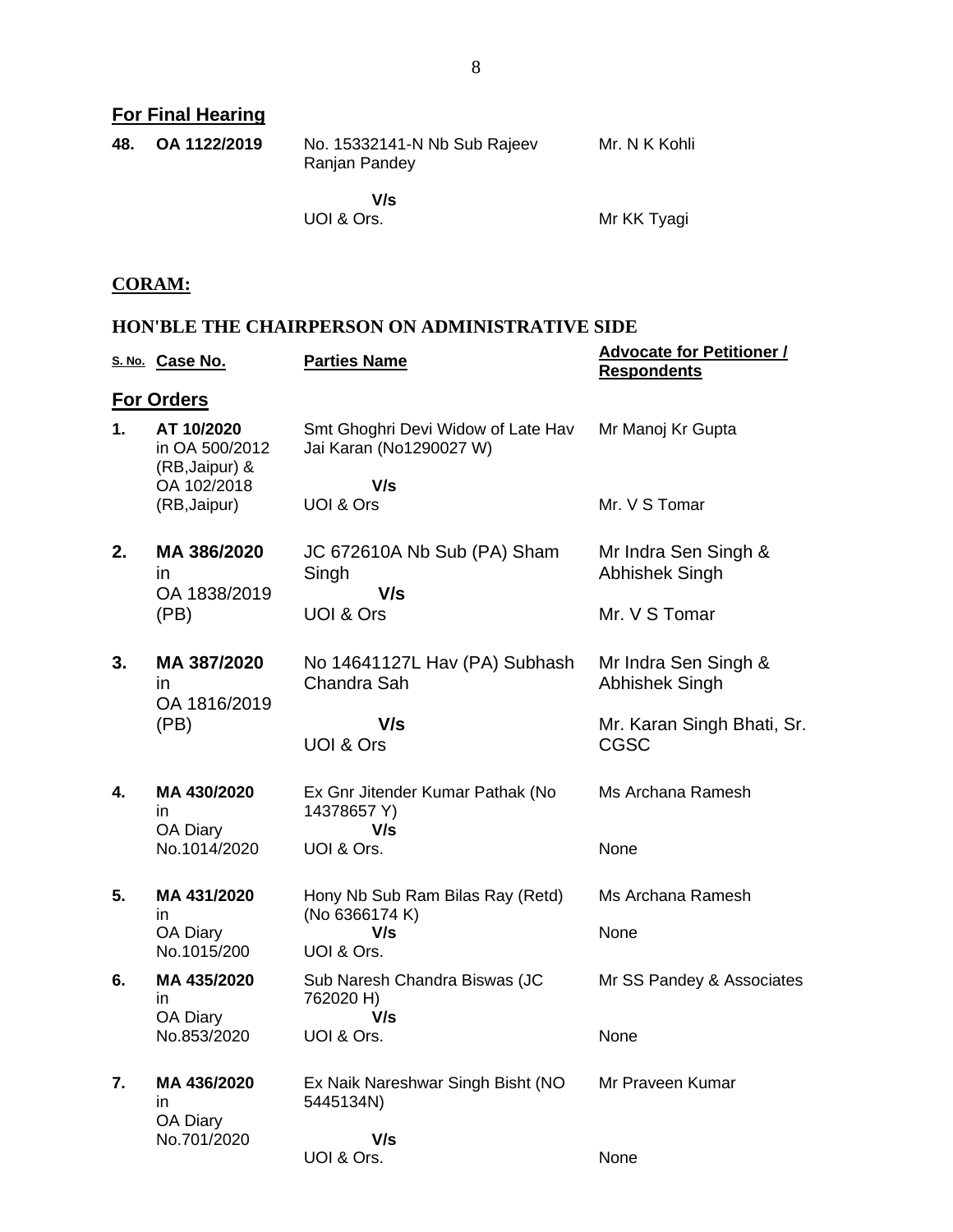## For Final Hearing

| | | | |
|---|---|---|---|
| **48.** | **OA 1122/2019** | No. 15332141-N Nb Sub Rajeev Ranjan Pandey<br><br>**V/s**<br>UOI & Ors. | Mr. N K Kohli<br><br><br>Mr KK Tyagi |

## CORAM:

### HON'BLE THE CHAIRPERSON ON ADMINISTRATIVE SIDE

| S. No. | Case No. | Parties Name | Advocate for Petitioner / Respondents |
|---|---|---|---|
| **For Orders** | | | |
| **1.** | **AT 10/2020** in OA 500/2012 (RB,Jaipur) & OA 102/2018 (RB,Jaipur) | Smt Ghoghri Devi Widow of Late Hav Jai Karan (No1290027 W)<br><br>**V/s**<br>UOI & Ors | Mr Manoj Kr Gupta<br><br><br>Mr. V S Tomar |
| **2.** | **MA 386/2020** in OA 1838/2019 (PB) | JC 672610A Nb Sub (PA) Sham Singh<br>**V/s**<br>UOI & Ors | Mr Indra Sen Singh & Abhishek Singh<br><br>Mr. V S Tomar |
| **3.** | **MA 387/2020** in OA 1816/2019 (PB) | No 14641127L Hav (PA) Subhash Chandra Sah<br><br>**V/s**<br>UOI & Ors | Mr Indra Sen Singh & Abhishek Singh<br><br>Mr. Karan Singh Bhati, Sr. CGSC |
| **4.** | **MA 430/2020** in OA Diary No.1014/2020 | Ex Gnr Jitender Kumar Pathak (No 14378657 Y)<br>**V/s**<br>UOI & Ors. | Ms Archana Ramesh<br><br><br>None |
| **5.** | **MA 431/2020** in OA Diary No.1015/200 | Hony Nb Sub Ram Bilas Ray (Retd) (No 6366174 K)<br>**V/s**<br>UOI & Ors. | Ms Archana Ramesh<br><br>None |
| **6.** | **MA 435/2020** in OA Diary No.853/2020 | Sub Naresh Chandra Biswas (JC 762020 H)<br>**V/s**<br>UOI & Ors. | Mr SS Pandey & Associates<br><br><br>None |
| **7.** | **MA 436/2020** in OA Diary No.701/2020 | Ex Naik Nareshwar Singh Bisht (NO 5445134N)<br><br>**V/s**<br>UOI & Ors. | Mr Praveen Kumar<br><br><br>None |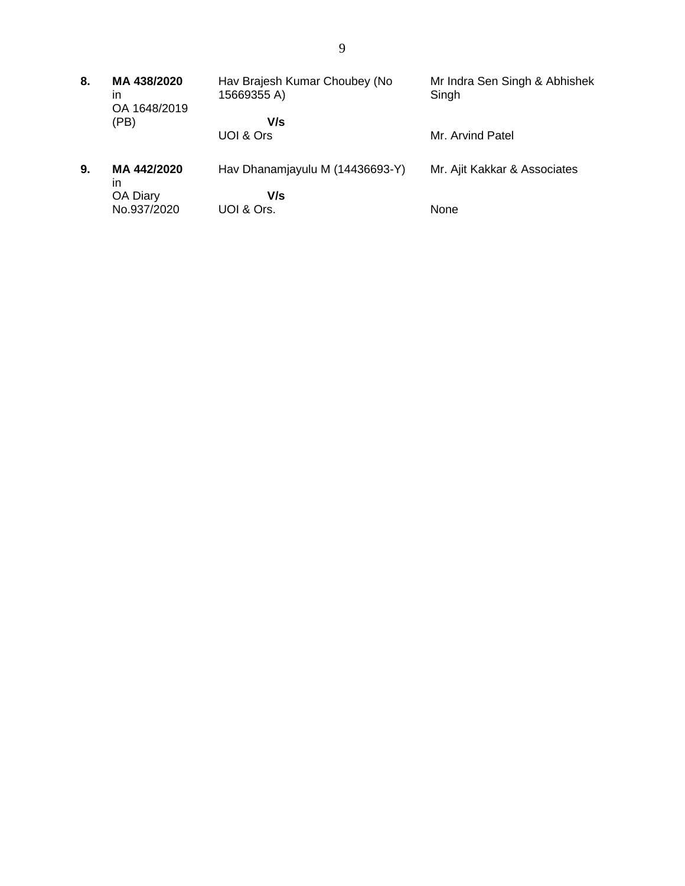| | | | |
|---|---|---|---|
| **8.** | **MA 438/2020** in OA 1648/2019 (PB) | Hav Brajesh Kumar Choubey (No 15669355 A)<br>**V/s**<br>UOI & Ors | Mr Indra Sen Singh & Abhishek Singh<br><br>Mr. Arvind Patel |
| **9.** | **MA 442/2020** in OA Diary No.937/2020 | Hav Dhanamjayulu M (14436693-Y)<br>**V/s**<br>UOI & Ors. | Mr. Ajit Kakkar & Associates<br><br>None |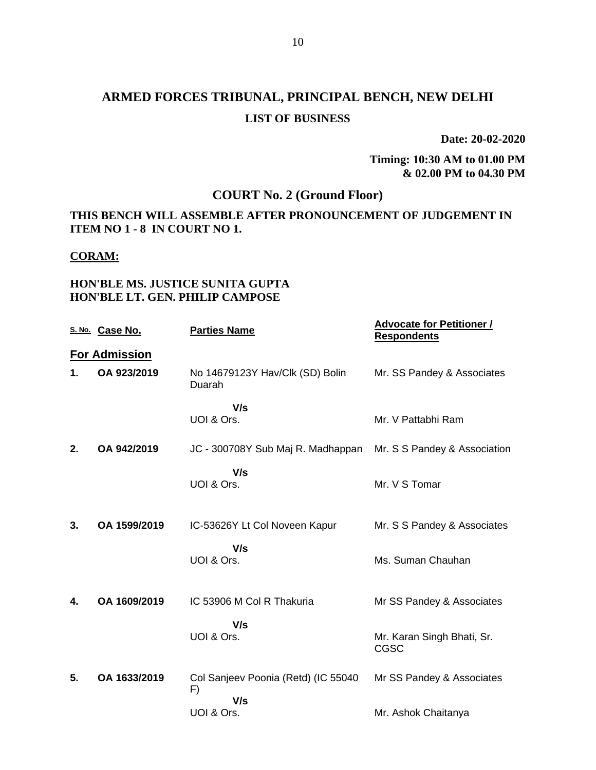# ARMED FORCES TRIBUNAL, PRINCIPAL BENCH, NEW DELHI

## LIST OF BUSINESS

**Date: 20-02-2020**

**Timing: 10:30 AM to 01.00 PM & 02.00 PM to 04.30 PM**

## COURT No. 2 (Ground Floor)

**THIS BENCH WILL ASSEMBLE AFTER PRONOUNCEMENT OF JUDGEMENT IN ITEM NO 1 - 8 IN COURT NO 1.**

**CORAM:**

**HON'BLE MS. JUSTICE SUNITA GUPTA**
**HON'BLE LT. GEN. PHILIP CAMPOSE**

| S. No. | Case No. | Parties Name | Advocate for Petitioner / Respondents |
|---|---|---|---|
| **For Admission** | | | |
| **1.** | **OA 923/2019** | No 14679123Y Hav/Clk (SD) Bolin Duarah | Mr. SS Pandey & Associates |
| | | **V/s** UOI & Ors. | Mr. V Pattabhi Ram |
| **2.** | **OA 942/2019** | JC - 300708Y Sub Maj R. Madhappan | Mr. S S Pandey & Association |
| | | **V/s** UOI & Ors. | Mr. V S Tomar |
| **3.** | **OA 1599/2019** | IC-53626Y Lt Col Noveen Kapur | Mr. S S Pandey & Associates |
| | | **V/s** UOI & Ors. | Ms. Suman Chauhan |
| **4.** | **OA 1609/2019** | IC 53906 M Col R Thakuria | Mr SS Pandey & Associates |
| | | **V/s** UOI & Ors. | Mr. Karan Singh Bhati, Sr. CGSC |
| **5.** | **OA 1633/2019** | Col Sanjeev Poonia (Retd) (IC 55040 F) | Mr SS Pandey & Associates |
| | | **V/s** UOI & Ors. | Mr. Ashok Chaitanya |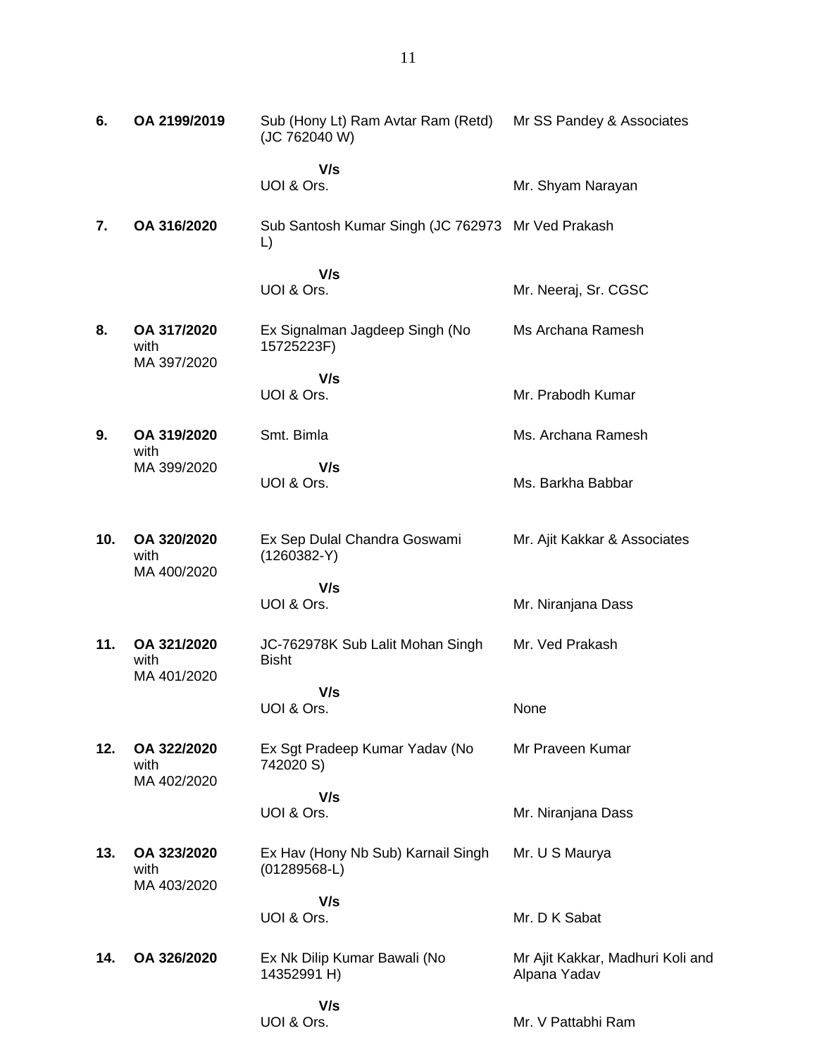| | | | |
|---|---|---|---|
| **6.** | **OA 2199/2019** | Sub (Hony Lt) Ram Avtar Ram (Retd) (JC 762040 W) | Mr SS Pandey & Associates |
| | | **V/s** UOI & Ors. | Mr. Shyam Narayan |
| **7.** | **OA 316/2020** | Sub Santosh Kumar Singh (JC 762973 L) | Mr Ved Prakash |
| | | **V/s** UOI & Ors. | Mr. Neeraj, Sr. CGSC |
| **8.** | **OA 317/2020** with MA 397/2020 | Ex Signalman Jagdeep Singh (No 15725223F) | Ms Archana Ramesh |
| | | **V/s** UOI & Ors. | Mr. Prabodh Kumar |
| **9.** | **OA 319/2020** with MA 399/2020 | Smt. Bimla | Ms. Archana Ramesh |
| | | **V/s** UOI & Ors. | Ms. Barkha Babbar |
| **10.** | **OA 320/2020** with MA 400/2020 | Ex Sep Dulal Chandra Goswami (1260382-Y) | Mr. Ajit Kakkar & Associates |
| | | **V/s** UOI & Ors. | Mr. Niranjana Dass |
| **11.** | **OA 321/2020** with MA 401/2020 | JC-762978K Sub Lalit Mohan Singh Bisht | Mr. Ved Prakash |
| | | **V/s** UOI & Ors. | None |
| **12.** | **OA 322/2020** with MA 402/2020 | Ex Sgt Pradeep Kumar Yadav (No 742020 S) | Mr Praveen Kumar |
| | | **V/s** UOI & Ors. | Mr. Niranjana Dass |
| **13.** | **OA 323/2020** with MA 403/2020 | Ex Hav (Hony Nb Sub) Karnail Singh (01289568-L) | Mr. U S Maurya |
| | | **V/s** UOI & Ors. | Mr. D K Sabat |
| **14.** | **OA 326/2020** | Ex Nk Dilip Kumar Bawali (No 14352991 H) | Mr Ajit Kakkar, Madhuri Koli and Alpana Yadav |
| | | **V/s** UOI & Ors. | Mr. V Pattabhi Ram |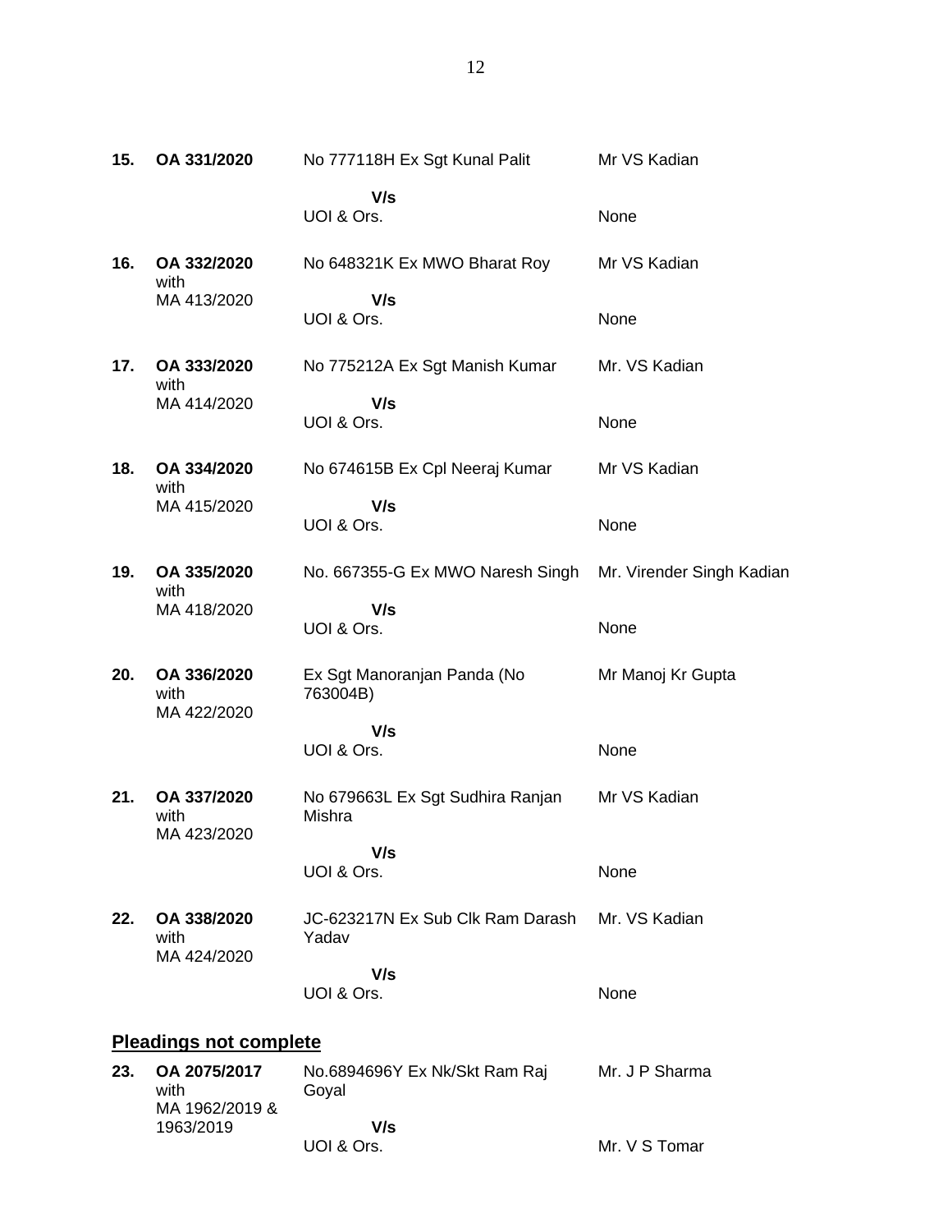| | | | |
|---|---|---|---|
| **15.** | **OA 331/2020** | No 777118H Ex Sgt Kunal Palit | Mr VS Kadian |
| | | **V/s** | |
| | | UOI & Ors. | None |
| **16.** | **OA 332/2020** with MA 413/2020 | No 648321K Ex MWO Bharat Roy | Mr VS Kadian |
| | | **V/s** | |
| | | UOI & Ors. | None |
| **17.** | **OA 333/2020** with MA 414/2020 | No 775212A Ex Sgt Manish Kumar | Mr. VS Kadian |
| | | **V/s** | |
| | | UOI & Ors. | None |
| **18.** | **OA 334/2020** with MA 415/2020 | No 674615B Ex Cpl Neeraj Kumar | Mr VS Kadian |
| | | **V/s** | |
| | | UOI & Ors. | None |
| **19.** | **OA 335/2020** with MA 418/2020 | No. 667355-G Ex MWO Naresh Singh | Mr. Virender Singh Kadian |
| | | **V/s** | |
| | | UOI & Ors. | None |
| **20.** | **OA 336/2020** with MA 422/2020 | Ex Sgt Manoranjan Panda (No 763004B) | Mr Manoj Kr Gupta |
| | | **V/s** | |
| | | UOI & Ors. | None |
| **21.** | **OA 337/2020** with MA 423/2020 | No 679663L Ex Sgt Sudhira Ranjan Mishra | Mr VS Kadian |
| | | **V/s** | |
| | | UOI & Ors. | None |
| **22.** | **OA 338/2020** with MA 424/2020 | JC-623217N Ex Sub Clk Ram Darash Yadav | Mr. VS Kadian |
| | | **V/s** | |
| | | UOI & Ors. | None |

## **Pleadings not complete**

| | | | |
|---|---|---|---|
| **23.** | **OA 2075/2017** with MA 1962/2019 & 1963/2019 | No.6894696Y Ex Nk/Skt Ram Raj Goyal | Mr. J P Sharma |
| | | **V/s** | |
| | | UOI & Ors. | Mr. V S Tomar |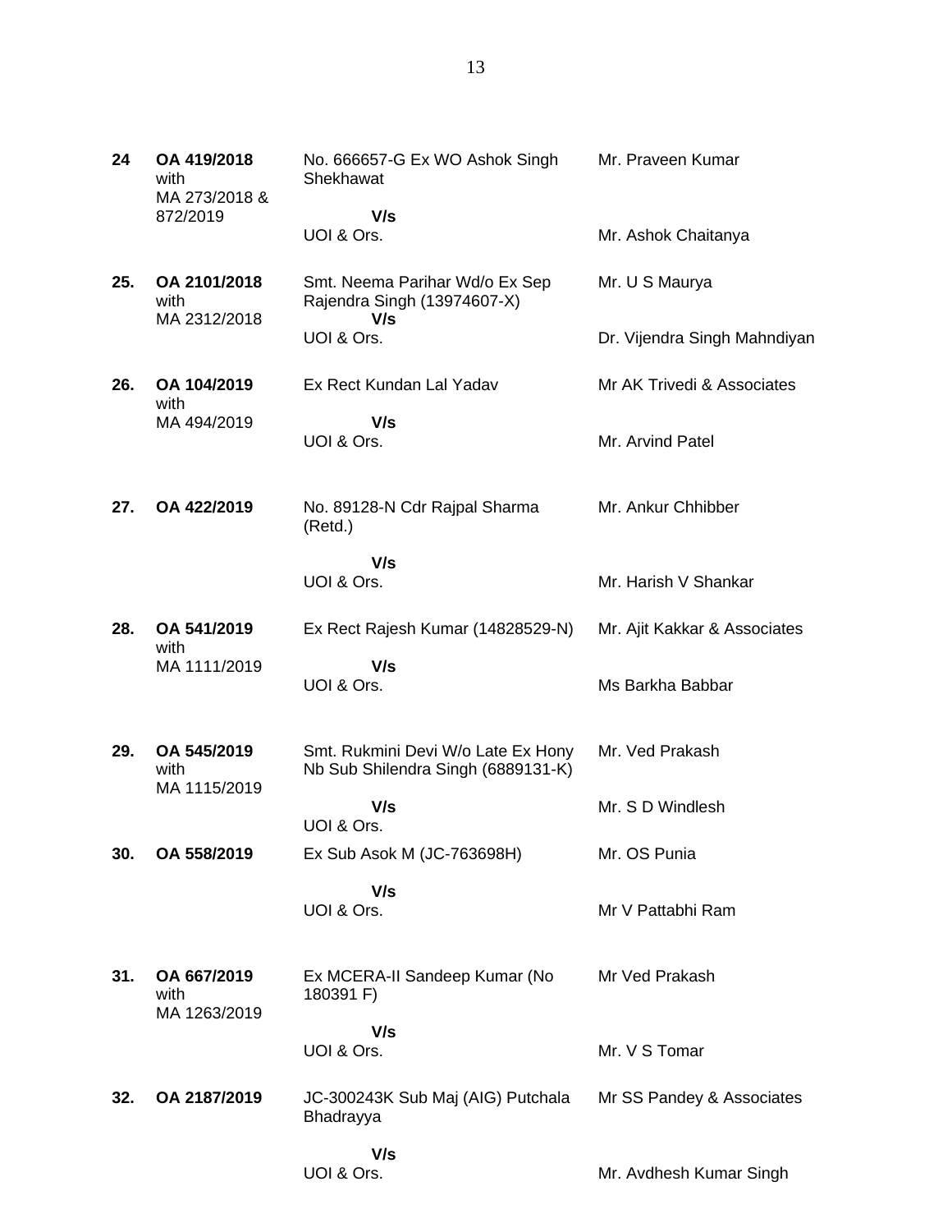| | | | |
|---|---|---|---|
| **24** | **OA 419/2018** with MA 273/2018 & 872/2019 | No. 666657-G Ex WO Ashok Singh Shekhawat<br>**V/s**<br>UOI & Ors. | Mr. Praveen Kumar<br><br>Mr. Ashok Chaitanya |
| **25.** | **OA 2101/2018** with MA 2312/2018 | Smt. Neema Parihar Wd/o Ex Sep Rajendra Singh (13974607-X)<br>**V/s**<br>UOI & Ors. | Mr. U S Maurya<br><br>Dr. Vijendra Singh Mahndiyan |
| **26.** | **OA 104/2019** with MA 494/2019 | Ex Rect Kundan Lal Yadav<br>**V/s**<br>UOI & Ors. | Mr AK Trivedi & Associates<br><br>Mr. Arvind Patel |
| **27.** | **OA 422/2019** | No. 89128-N Cdr Rajpal Sharma (Retd.)<br>**V/s**<br>UOI & Ors. | Mr. Ankur Chhibber<br><br>Mr. Harish V Shankar |
| **28.** | **OA 541/2019** with MA 1111/2019 | Ex Rect Rajesh Kumar (14828529-N)<br>**V/s**<br>UOI & Ors. | Mr. Ajit Kakkar & Associates<br><br>Ms Barkha Babbar |
| **29.** | **OA 545/2019** with MA 1115/2019 | Smt. Rukmini Devi W/o Late Ex Hony Nb Sub Shilendra Singh (6889131-K)<br>**V/s**<br>UOI & Ors. | Mr. Ved Prakash<br><br>Mr. S D Windlesh |
| **30.** | **OA 558/2019** | Ex Sub Asok M (JC-763698H)<br>**V/s**<br>UOI & Ors. | Mr. OS Punia<br><br>Mr V Pattabhi Ram |
| **31.** | **OA 667/2019** with MA 1263/2019 | Ex MCERA-II Sandeep Kumar (No 180391 F)<br>**V/s**<br>UOI & Ors. | Mr Ved Prakash<br><br>Mr. V S Tomar |
| **32.** | **OA 2187/2019** | JC-300243K Sub Maj (AIG) Putchala Bhadrayya<br>**V/s**<br>UOI & Ors. | Mr SS Pandey & Associates<br><br>Mr. Avdhesh Kumar Singh |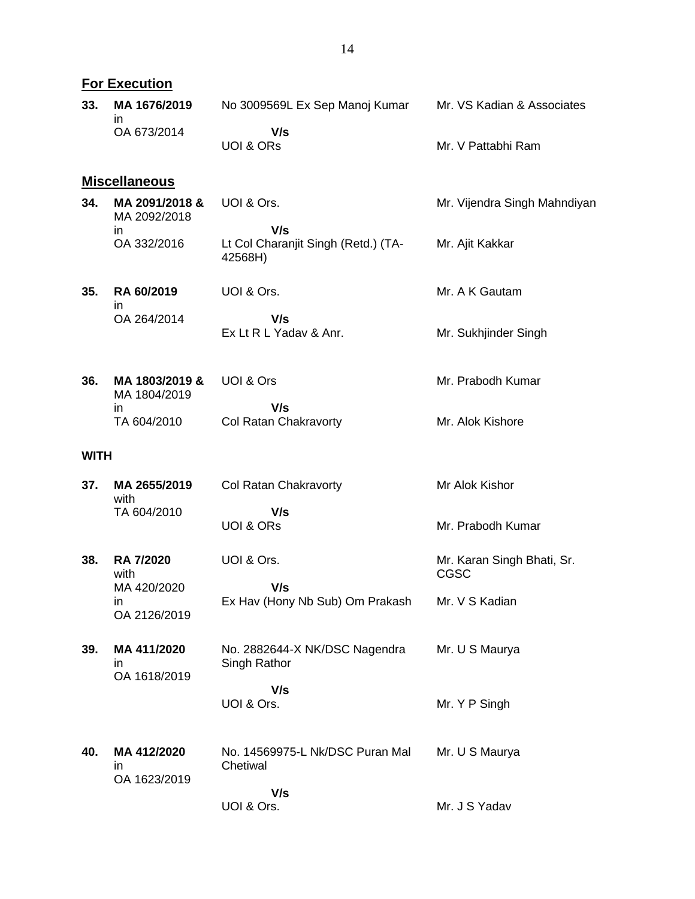## For Execution

| | | | |
|---|---|---|---|
| **33.** | **MA 1676/2019** in OA 673/2014 | No 3009569L Ex Sep Manoj Kumar **V/s** UOI & ORs | Mr. VS Kadian & Associates <br> Mr. V Pattabhi Ram |

## Miscellaneous

| | | | |
|---|---|---|---|
| **34.** | **MA 2091/2018 &** MA 2092/2018 in OA 332/2016 | UOI & Ors. **V/s** Lt Col Charanjit Singh (Retd.) (TA-42568H) | Mr. Vijendra Singh Mahndiyan <br> Mr. Ajit Kakkar |
| **35.** | **RA 60/2019** in OA 264/2014 | UOI & Ors. **V/s** Ex Lt R L Yadav & Anr. | Mr. A K Gautam <br> Mr. Sukhjinder Singh |
| **36.** | **MA 1803/2019 &** MA 1804/2019 in TA 604/2010 | UOI & Ors **V/s** Col Ratan Chakravorty | Mr. Prabodh Kumar <br> Mr. Alok Kishore |

**WITH**

| | | | |
|---|---|---|---|
| **37.** | **MA 2655/2019** with TA 604/2010 | Col Ratan Chakravorty **V/s** UOI & ORs | Mr Alok Kishor <br> Mr. Prabodh Kumar |
| **38.** | **RA 7/2020** with MA 420/2020 in OA 2126/2019 | UOI & Ors. **V/s** Ex Hav (Hony Nb Sub) Om Prakash | Mr. Karan Singh Bhati, Sr. CGSC <br> Mr. V S Kadian |
| **39.** | **MA 411/2020** in OA 1618/2019 | No. 2882644-X NK/DSC Nagendra Singh Rathor **V/s** UOI & Ors. | Mr. U S Maurya <br> Mr. Y P Singh |
| **40.** | **MA 412/2020** in OA 1623/2019 | No. 14569975-L Nk/DSC Puran Mal Chetiwal **V/s** UOI & Ors. | Mr. U S Maurya <br> Mr. J S Yadav |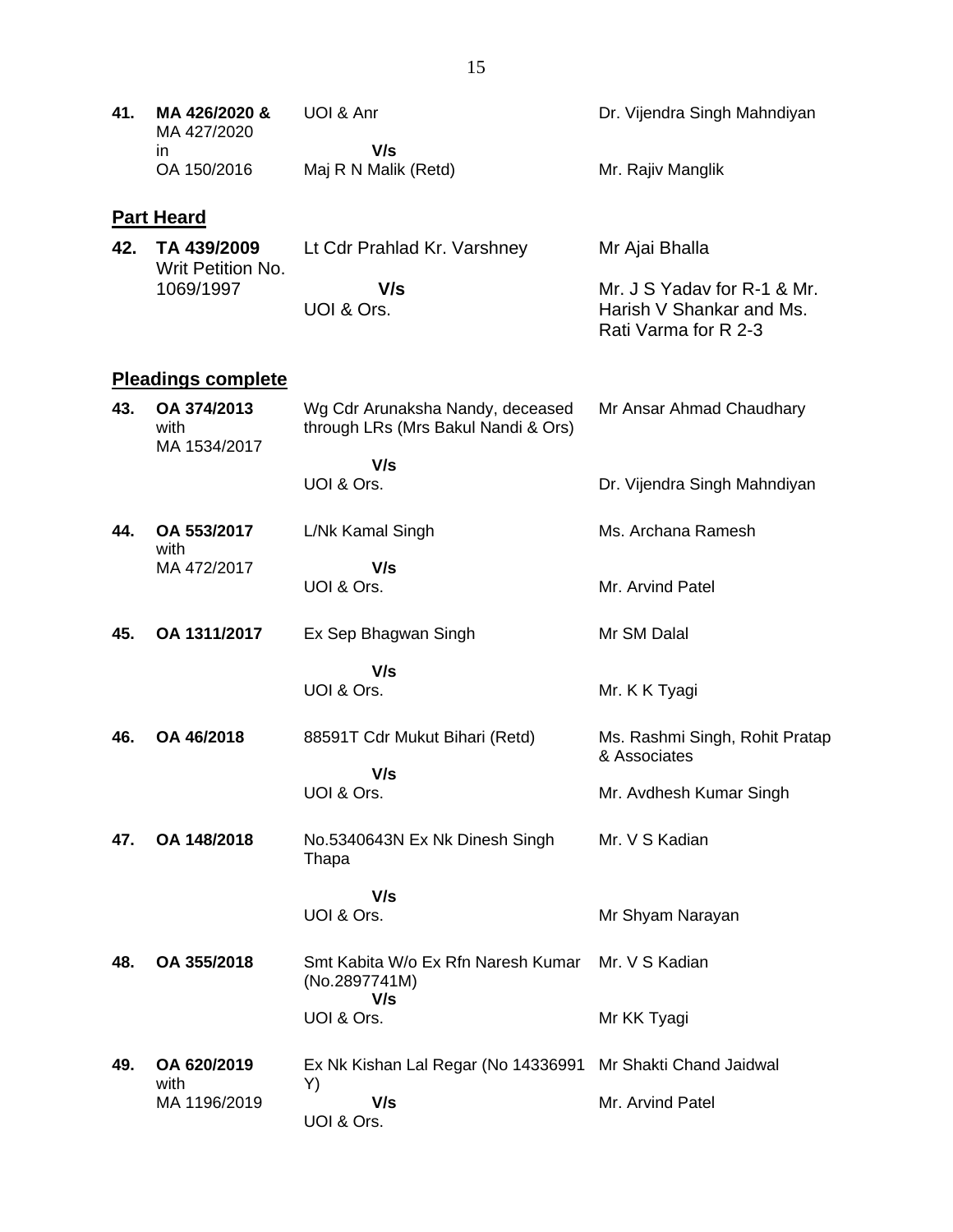| | | | |
|---|---|---|---|
| **41.** | **MA 426/2020 &** MA 427/2020 in OA 150/2016 | UOI & Anr<br>**V/s**<br>Maj R N Malik (Retd) | Dr. Vijendra Singh Mahndiyan<br><br>Mr. Rajiv Manglik |

**Part Heard**

| | | | |
|---|---|---|---|
| **42.** | **TA 439/2009** Writ Petition No. 1069/1997 | Lt Cdr Prahlad Kr. Varshney<br>**V/s**<br>UOI & Ors. | Mr Ajai Bhalla<br><br>Mr. J S Yadav for R-1 & Mr. Harish V Shankar and Ms. Rati Varma for R 2-3 |

**Pleadings complete**

| | | | |
|---|---|---|---|
| **43.** | **OA 374/2013** with MA 1534/2017 | Wg Cdr Arunaksha Nandy, deceased through LRs (Mrs Bakul Nandi & Ors)<br>**V/s**<br>UOI & Ors. | Mr Ansar Ahmad Chaudhary<br><br>Dr. Vijendra Singh Mahndiyan |
| **44.** | **OA 553/2017** with MA 472/2017 | L/Nk Kamal Singh<br>**V/s**<br>UOI & Ors. | Ms. Archana Ramesh<br><br>Mr. Arvind Patel |
| **45.** | **OA 1311/2017** | Ex Sep Bhagwan Singh<br>**V/s**<br>UOI & Ors. | Mr SM Dalal<br><br>Mr. K K Tyagi |
| **46.** | **OA 46/2018** | 88591T Cdr Mukut Bihari (Retd)<br>**V/s**<br>UOI & Ors. | Ms. Rashmi Singh, Rohit Pratap & Associates<br><br>Mr. Avdhesh Kumar Singh |
| **47.** | **OA 148/2018** | No.5340643N Ex Nk Dinesh Singh Thapa<br>**V/s**<br>UOI & Ors. | Mr. V S Kadian<br><br>Mr Shyam Narayan |
| **48.** | **OA 355/2018** | Smt Kabita W/o Ex Rfn Naresh Kumar (No.2897741M)<br>**V/s**<br>UOI & Ors. | Mr. V S Kadian<br><br>Mr KK Tyagi |
| **49.** | **OA 620/2019** with MA 1196/2019 | Ex Nk Kishan Lal Regar (No 14336991 Y)<br>**V/s**<br>UOI & Ors. | Mr Shakti Chand Jaidwal<br><br>Mr. Arvind Patel |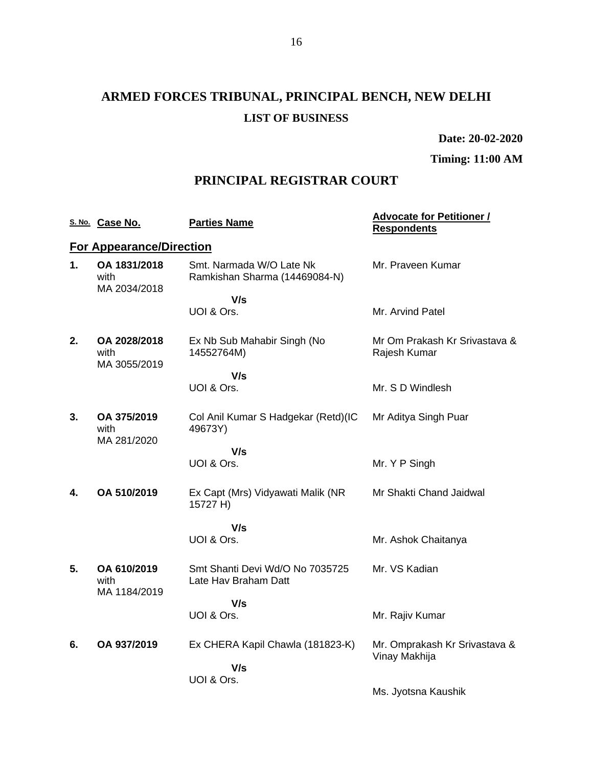# ARMED FORCES TRIBUNAL, PRINCIPAL BENCH, NEW DELHI

**LIST OF BUSINESS**

**Date: 20-02-2020**

**Timing: 11:00 AM**

## PRINCIPAL REGISTRAR COURT

| S. No. | Case No. | Parties Name | Advocate for Petitioner / Respondents |
|---|---|---|---|
| **For Appearance/Direction** | | | |
| **1.** | **OA 1831/2018** with MA 2034/2018 | Smt. Narmada W/O Late Nk Ramkishan Sharma (14469084-N) **V/s** UOI & Ors. | Mr. Praveen Kumar<br>Mr. Arvind Patel |
| **2.** | **OA 2028/2018** with MA 3055/2019 | Ex Nb Sub Mahabir Singh (No 14552764M) **V/s** UOI & Ors. | Mr Om Prakash Kr Srivastava & Rajesh Kumar<br>Mr. S D Windlesh |
| **3.** | **OA 375/2019** with MA 281/2020 | Col Anil Kumar S Hadgekar (Retd)(IC 49673Y) **V/s** UOI & Ors. | Mr Aditya Singh Puar<br>Mr. Y P Singh |
| **4.** | **OA 510/2019** | Ex Capt (Mrs) Vidyawati Malik (NR 15727 H) **V/s** UOI & Ors. | Mr Shakti Chand Jaidwal<br>Mr. Ashok Chaitanya |
| **5.** | **OA 610/2019** with MA 1184/2019 | Smt Shanti Devi Wd/O No 7035725 Late Hav Braham Datt **V/s** UOI & Ors. | Mr. VS Kadian<br>Mr. Rajiv Kumar |
| **6.** | **OA 937/2019** | Ex CHERA Kapil Chawla (181823-K) **V/s** UOI & Ors. | Mr. Omprakash Kr Srivastava & Vinay Makhija<br>Ms. Jyotsna Kaushik |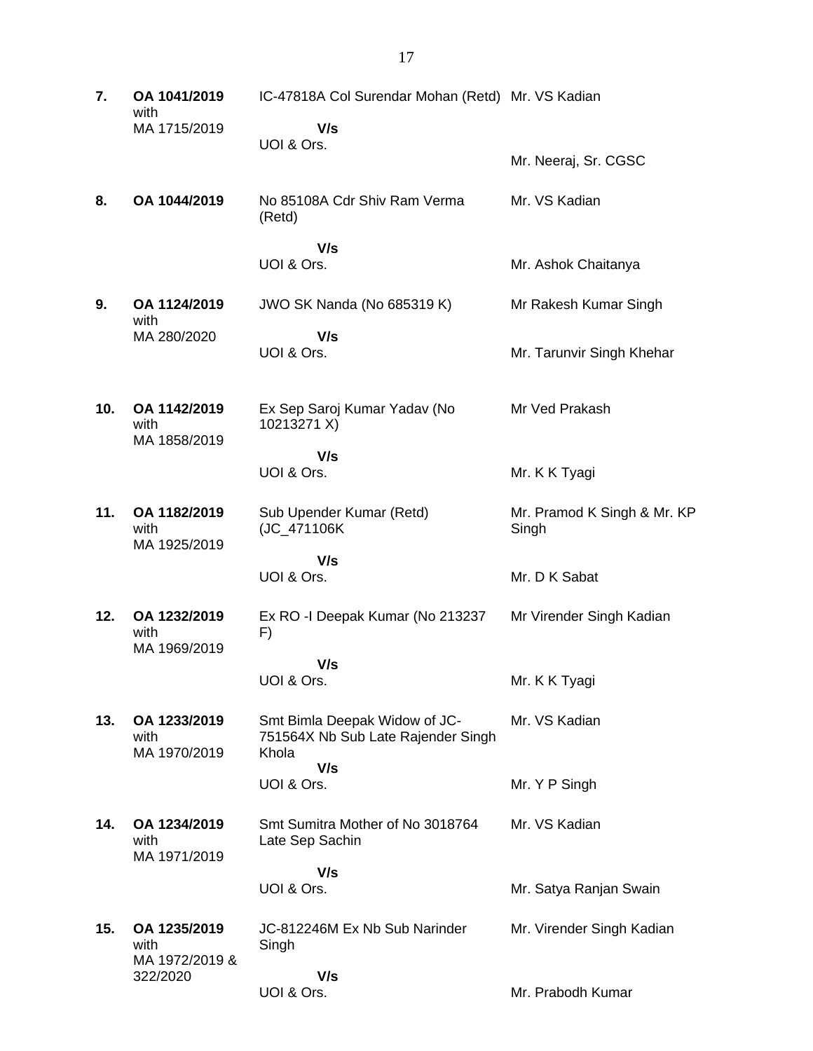| | | | |
|---|---|---|---|
| **7.** | **OA 1041/2019** with MA 1715/2019 | IC-47818A Col Surendar Mohan (Retd) **V/s** UOI & Ors. | Mr. VS Kadian<br><br>Mr. Neeraj, Sr. CGSC |
| **8.** | **OA 1044/2019** | No 85108A Cdr Shiv Ram Verma (Retd) **V/s** UOI & Ors. | Mr. VS Kadian<br><br>Mr. Ashok Chaitanya |
| **9.** | **OA 1124/2019** with MA 280/2020 | JWO SK Nanda (No 685319 K) **V/s** UOI & Ors. | Mr Rakesh Kumar Singh<br><br>Mr. Tarunvir Singh Khehar |
| **10.** | **OA 1142/2019** with MA 1858/2019 | Ex Sep Saroj Kumar Yadav (No 10213271 X) **V/s** UOI & Ors. | Mr Ved Prakash<br><br>Mr. K K Tyagi |
| **11.** | **OA 1182/2019** with MA 1925/2019 | Sub Upender Kumar (Retd) (JC_471106K **V/s** UOI & Ors. | Mr. Pramod K Singh & Mr. KP Singh<br><br>Mr. D K Sabat |
| **12.** | **OA 1232/2019** with MA 1969/2019 | Ex RO -I Deepak Kumar (No 213237 F) **V/s** UOI & Ors. | Mr Virender Singh Kadian<br><br>Mr. K K Tyagi |
| **13.** | **OA 1233/2019** with MA 1970/2019 | Smt Bimla Deepak Widow of JC-751564X Nb Sub Late Rajender Singh Khola **V/s** UOI & Ors. | Mr. VS Kadian<br><br>Mr. Y P Singh |
| **14.** | **OA 1234/2019** with MA 1971/2019 | Smt Sumitra Mother of No 3018764 Late Sep Sachin **V/s** UOI & Ors. | Mr. VS Kadian<br><br>Mr. Satya Ranjan Swain |
| **15.** | **OA 1235/2019** with MA 1972/2019 & 322/2020 | JC-812246M Ex Nb Sub Narinder Singh **V/s** UOI & Ors. | Mr. Virender Singh Kadian<br><br>Mr. Prabodh Kumar |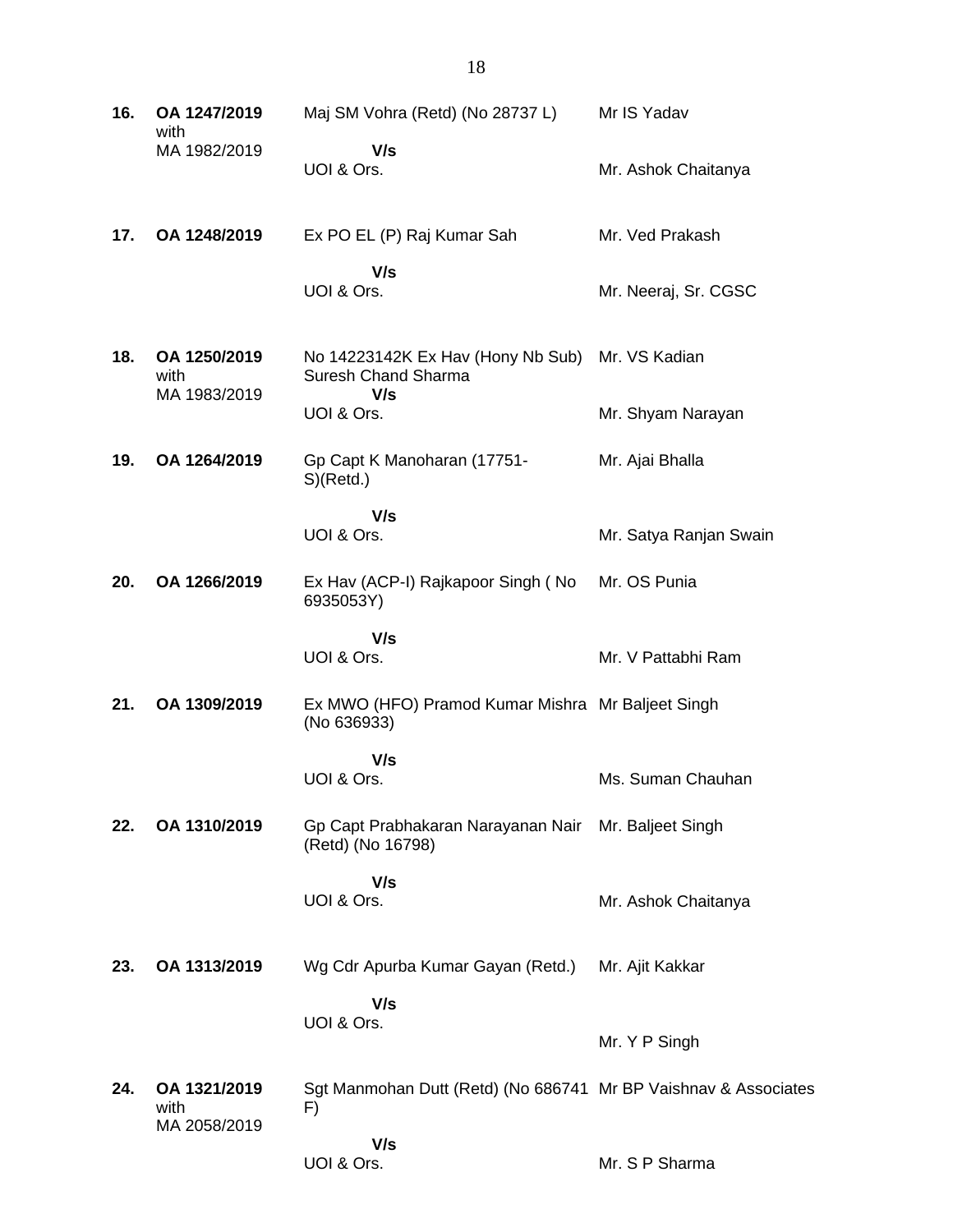| | | | |
|---|---|---|---|
| **16.** | **OA 1247/2019** with MA 1982/2019 | Maj SM Vohra (Retd) (No 28737 L)<br>**V/s**<br>UOI & Ors. | Mr IS Yadav<br><br>Mr. Ashok Chaitanya |
| **17.** | **OA 1248/2019** | Ex PO EL (P) Raj Kumar Sah<br>**V/s**<br>UOI & Ors. | Mr. Ved Prakash<br><br>Mr. Neeraj, Sr. CGSC |
| **18.** | **OA 1250/2019** with MA 1983/2019 | No 14223142K Ex Hav (Hony Nb Sub) Suresh Chand Sharma<br>**V/s**<br>UOI & Ors. | Mr. VS Kadian<br><br>Mr. Shyam Narayan |
| **19.** | **OA 1264/2019** | Gp Capt K Manoharan (17751-S)(Retd.)<br>**V/s**<br>UOI & Ors. | Mr. Ajai Bhalla<br><br>Mr. Satya Ranjan Swain |
| **20.** | **OA 1266/2019** | Ex Hav (ACP-I) Rajkapoor Singh ( No 6935053Y)<br>**V/s**<br>UOI & Ors. | Mr. OS Punia<br><br>Mr. V Pattabhi Ram |
| **21.** | **OA 1309/2019** | Ex MWO (HFO) Pramod Kumar Mishra (No 636933)<br>**V/s**<br>UOI & Ors. | Mr Baljeet Singh<br><br>Ms. Suman Chauhan |
| **22.** | **OA 1310/2019** | Gp Capt Prabhakaran Narayanan Nair (Retd) (No 16798)<br>**V/s**<br>UOI & Ors. | Mr. Baljeet Singh<br><br>Mr. Ashok Chaitanya |
| **23.** | **OA 1313/2019** | Wg Cdr Apurba Kumar Gayan (Retd.)<br>**V/s**<br>UOI & Ors. | Mr. Ajit Kakkar<br><br>Mr. Y P Singh |
| **24.** | **OA 1321/2019** with MA 2058/2019 | Sgt Manmohan Dutt (Retd) (No 686741 F)<br>**V/s**<br>UOI & Ors. | Mr BP Vaishnav & Associates<br><br>Mr. S P Sharma |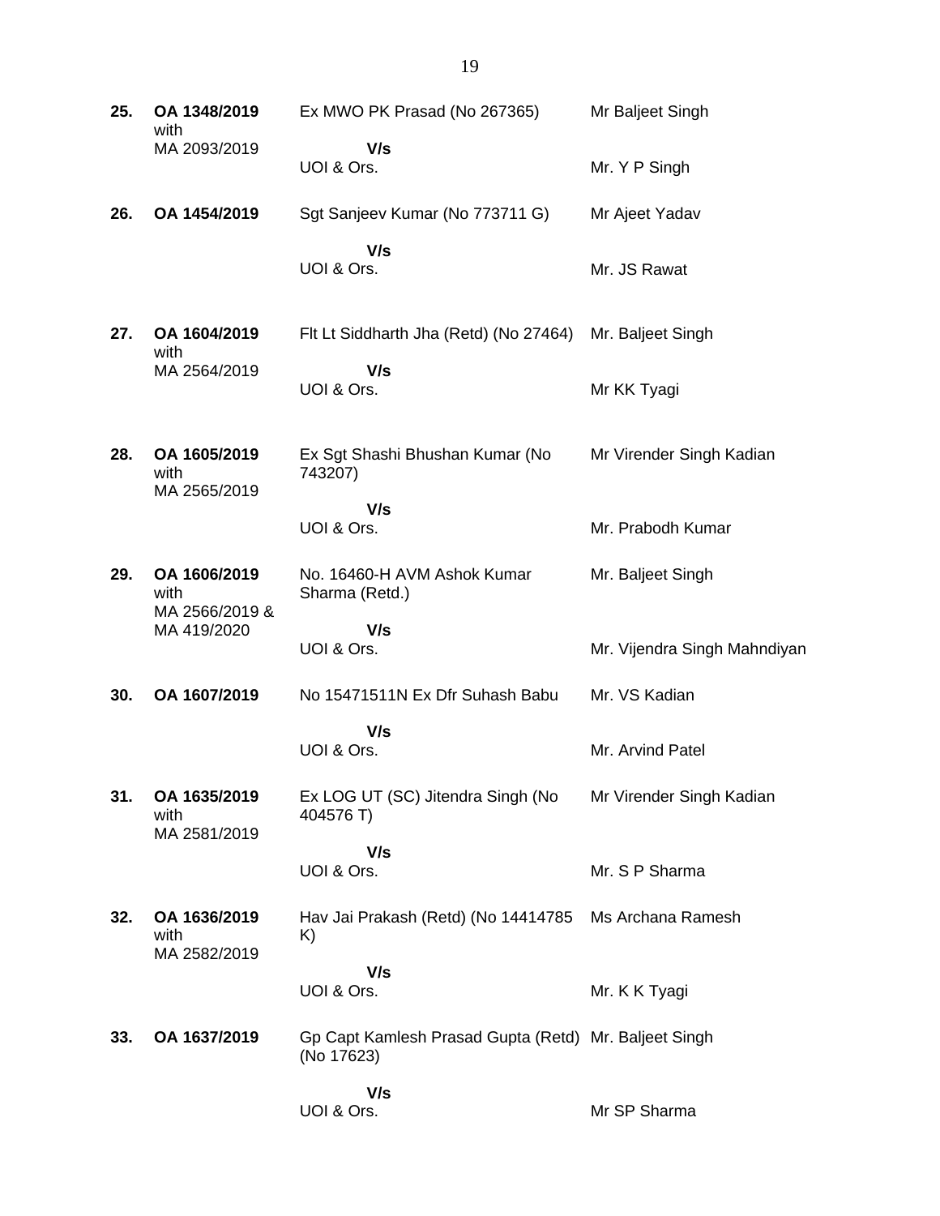| | | | |
|---|---|---|---|
| **25.** | **OA 1348/2019** with MA 2093/2019 | Ex MWO PK Prasad (No 267365) **V/s** UOI & Ors. | Mr Baljeet Singh Mr. Y P Singh |
| **26.** | **OA 1454/2019** | Sgt Sanjeev Kumar (No 773711 G) **V/s** UOI & Ors. | Mr Ajeet Yadav Mr. JS Rawat |
| **27.** | **OA 1604/2019** with MA 2564/2019 | Flt Lt Siddharth Jha (Retd) (No 27464) **V/s** UOI & Ors. | Mr. Baljeet Singh Mr KK Tyagi |
| **28.** | **OA 1605/2019** with MA 2565/2019 | Ex Sgt Shashi Bhushan Kumar (No 743207) **V/s** UOI & Ors. | Mr Virender Singh Kadian Mr. Prabodh Kumar |
| **29.** | **OA 1606/2019** with MA 2566/2019 & MA 419/2020 | No. 16460-H AVM Ashok Kumar Sharma (Retd.) **V/s** UOI & Ors. | Mr. Baljeet Singh Mr. Vijendra Singh Mahndiyan |
| **30.** | **OA 1607/2019** | No 15471511N Ex Dfr Suhash Babu **V/s** UOI & Ors. | Mr. VS Kadian Mr. Arvind Patel |
| **31.** | **OA 1635/2019** with MA 2581/2019 | Ex LOG UT (SC) Jitendra Singh (No 404576 T) **V/s** UOI & Ors. | Mr Virender Singh Kadian Mr. S P Sharma |
| **32.** | **OA 1636/2019** with MA 2582/2019 | Hav Jai Prakash (Retd) (No 14414785 K) **V/s** UOI & Ors. | Ms Archana Ramesh Mr. K K Tyagi |
| **33.** | **OA 1637/2019** | Gp Capt Kamlesh Prasad Gupta (Retd) (No 17623) **V/s** UOI & Ors. | Mr. Baljeet Singh Mr SP Sharma |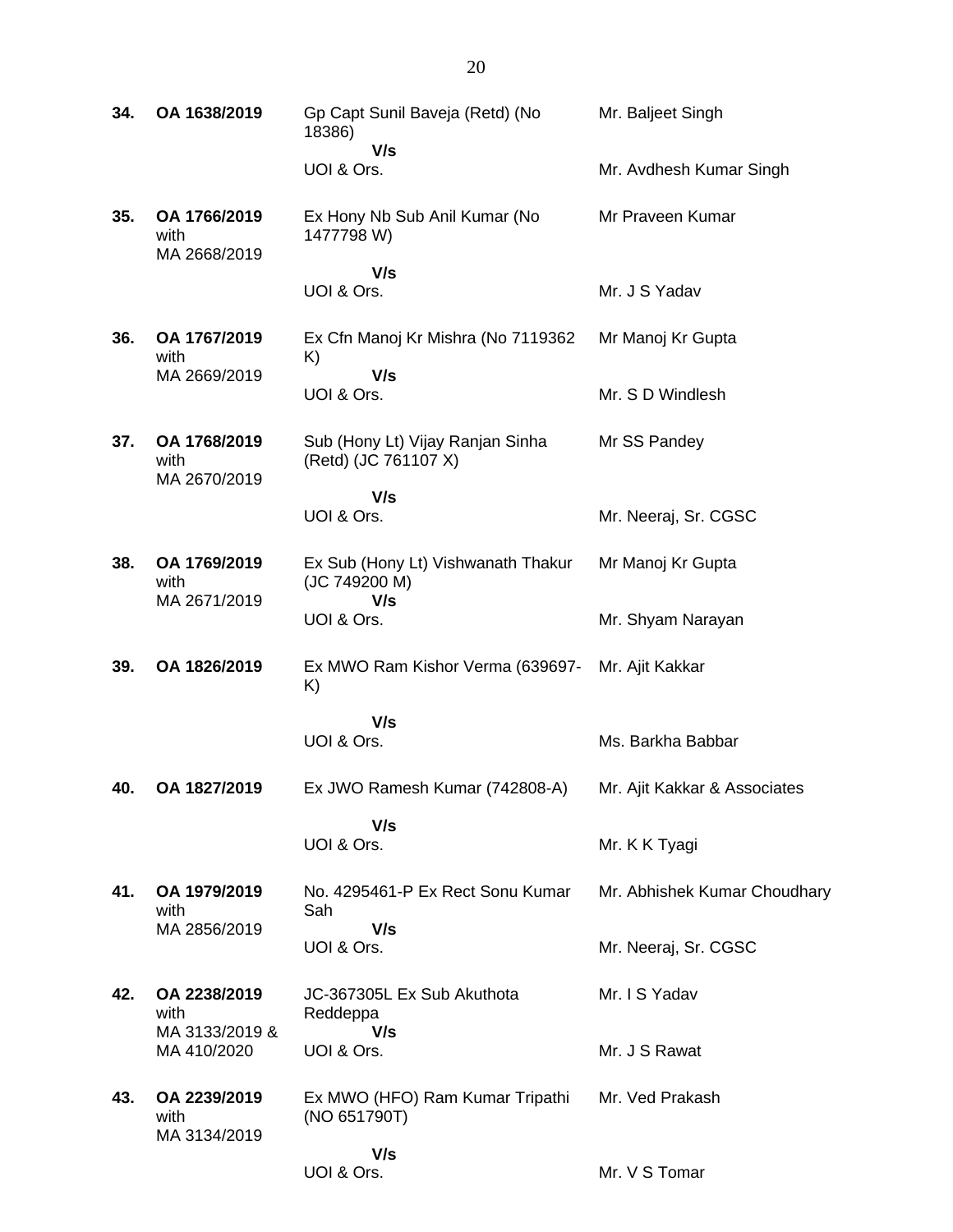| | | | |
|---|---|---|---|
| **34.** | **OA 1638/2019** | Gp Capt Sunil Baveja (Retd) (No 18386)<br>**V/s**<br>UOI & Ors. | Mr. Baljeet Singh<br><br>Mr. Avdhesh Kumar Singh |
| **35.** | **OA 1766/2019** with MA 2668/2019 | Ex Hony Nb Sub Anil Kumar (No 1477798 W)<br>**V/s**<br>UOI & Ors. | Mr Praveen Kumar<br><br>Mr. J S Yadav |
| **36.** | **OA 1767/2019** with MA 2669/2019 | Ex Cfn Manoj Kr Mishra (No 7119362 K)<br>**V/s**<br>UOI & Ors. | Mr Manoj Kr Gupta<br><br>Mr. S D Windlesh |
| **37.** | **OA 1768/2019** with MA 2670/2019 | Sub (Hony Lt) Vijay Ranjan Sinha (Retd) (JC 761107 X)<br>**V/s**<br>UOI & Ors. | Mr SS Pandey<br><br>Mr. Neeraj, Sr. CGSC |
| **38.** | **OA 1769/2019** with MA 2671/2019 | Ex Sub (Hony Lt) Vishwanath Thakur (JC 749200 M)<br>**V/s**<br>UOI & Ors. | Mr Manoj Kr Gupta<br><br>Mr. Shyam Narayan |
| **39.** | **OA 1826/2019** | Ex MWO Ram Kishor Verma (639697-K)<br>**V/s**<br>UOI & Ors. | Mr. Ajit Kakkar<br><br>Ms. Barkha Babbar |
| **40.** | **OA 1827/2019** | Ex JWO Ramesh Kumar (742808-A)<br>**V/s**<br>UOI & Ors. | Mr. Ajit Kakkar & Associates<br><br>Mr. K K Tyagi |
| **41.** | **OA 1979/2019** with MA 2856/2019 | No. 4295461-P Ex Rect Sonu Kumar Sah<br>**V/s**<br>UOI & Ors. | Mr. Abhishek Kumar Choudhary<br><br>Mr. Neeraj, Sr. CGSC |
| **42.** | **OA 2238/2019** with MA 3133/2019 & MA 410/2020 | JC-367305L Ex Sub Akuthota Reddeppa<br>**V/s**<br>UOI & Ors. | Mr. I S Yadav<br><br>Mr. J S Rawat |
| **43.** | **OA 2239/2019** with MA 3134/2019 | Ex MWO (HFO) Ram Kumar Tripathi (NO 651790T)<br>**V/s**<br>UOI & Ors. | Mr. Ved Prakash<br><br>Mr. V S Tomar |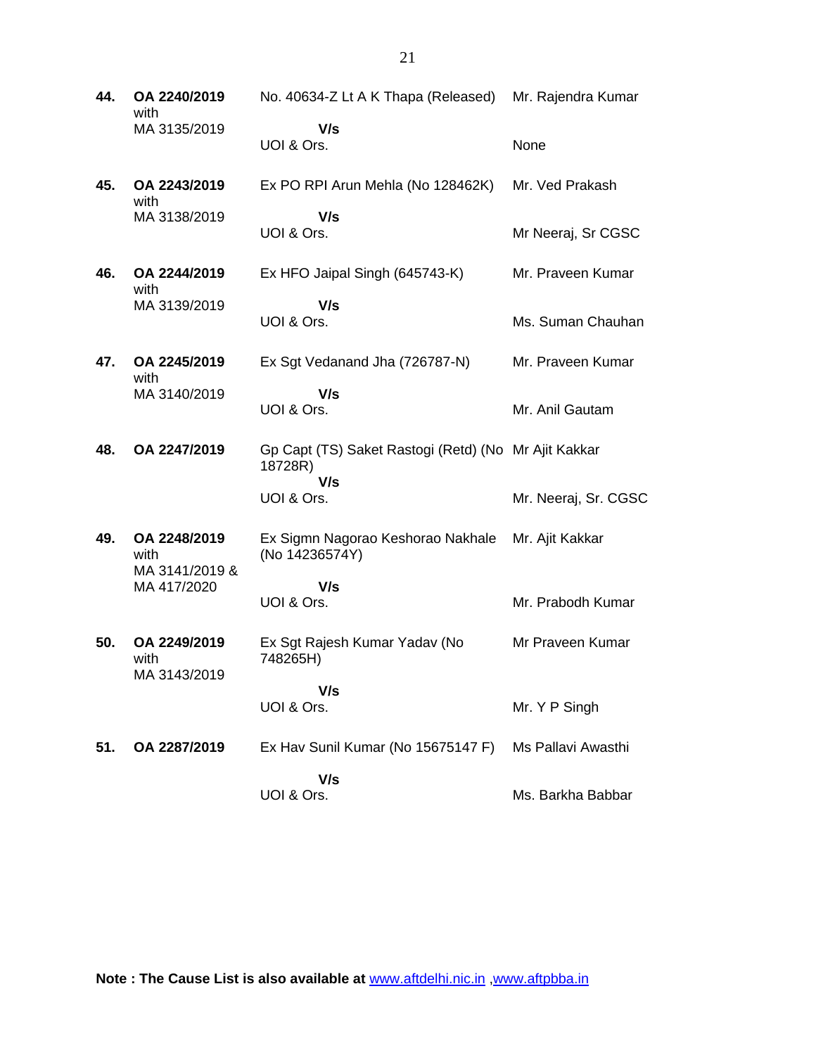| | | | |
|---|---|---|---|
| **44.** | **OA 2240/2019** with MA 3135/2019 | No. 40634-Z Lt A K Thapa (Released) **V/s** UOI & Ors. | Mr. Rajendra Kumar<br><br>None |
| **45.** | **OA 2243/2019** with MA 3138/2019 | Ex PO RPI Arun Mehla (No 128462K) **V/s** UOI & Ors. | Mr. Ved Prakash<br><br>Mr Neeraj, Sr CGSC |
| **46.** | **OA 2244/2019** with MA 3139/2019 | Ex HFO Jaipal Singh (645743-K) **V/s** UOI & Ors. | Mr. Praveen Kumar<br><br>Ms. Suman Chauhan |
| **47.** | **OA 2245/2019** with MA 3140/2019 | Ex Sgt Vedanand Jha (726787-N) **V/s** UOI & Ors. | Mr. Praveen Kumar<br><br>Mr. Anil Gautam |
| **48.** | **OA 2247/2019** | Gp Capt (TS) Saket Rastogi (Retd) (No 18728R) **V/s** UOI & Ors. | Mr Ajit Kakkar<br><br>Mr. Neeraj, Sr. CGSC |
| **49.** | **OA 2248/2019** with MA 3141/2019 & MA 417/2020 | Ex Sigmn Nagorao Keshorao Nakhale (No 14236574Y) **V/s** UOI & Ors. | Mr. Ajit Kakkar<br><br>Mr. Prabodh Kumar |
| **50.** | **OA 2249/2019** with MA 3143/2019 | Ex Sgt Rajesh Kumar Yadav (No 748265H) **V/s** UOI & Ors. | Mr Praveen Kumar<br><br>Mr. Y P Singh |
| **51.** | **OA 2287/2019** | Ex Hav Sunil Kumar (No 15675147 F) **V/s** UOI & Ors. | Ms Pallavi Awasthi<br><br>Ms. Barkha Babbar |

**Note : The Cause List is also available at** www.aftdelhi.nic.in ,www.aftpbba.in